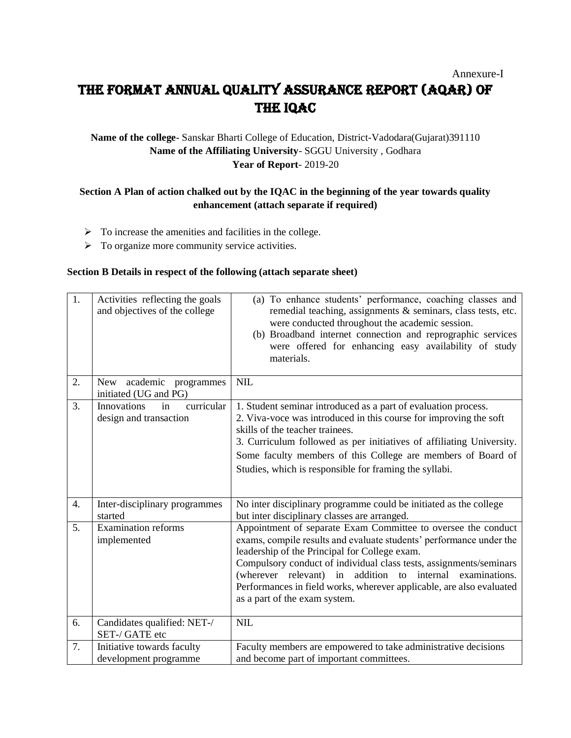Annexure-I

# THE FORMAT ANNUAL QUALITY ASSURANCE REPORT (AQAR) OF THE IQAC

**Name of the college**- Sanskar Bharti College of Education, District-Vadodara(Gujarat)391110
**Name of the Affiliating University**- SGGU University , Godhara
**Year of Report**- 2019-20

**Section A Plan of action chalked out by the IQAC in the beginning of the year towards quality enhancement (attach separate if required)**

- To increase the amenities and facilities in the college.
- To organize more community service activities.

**Section B Details in respect of the following (attach separate sheet)**

| | | |
|---|---|---|
| 1. | Activities reflecting the goals and objectives of the college | (a) To enhance students' performance, coaching classes and remedial teaching, assignments & seminars, class tests, etc. were conducted throughout the academic session.<br>(b) Broadband internet connection and reprographic services were offered for enhancing easy availability of study materials. |
| 2. | New academic programmes initiated (UG and PG) | NIL |
| 3. | Innovations in curricular design and transaction | 1. Student seminar introduced as a part of evaluation process.<br>2. Viva-voce was introduced in this course for improving the soft skills of the teacher trainees.<br>3. Curriculum followed as per initiatives of affiliating University. Some faculty members of this College are members of Board of Studies, which is responsible for framing the syllabi. |
| 4. | Inter-disciplinary programmes started | No inter disciplinary programme could be initiated as the college but inter disciplinary classes are arranged. |
| 5. | Examination reforms implemented | Appointment of separate Exam Committee to oversee the conduct exams, compile results and evaluate students' performance under the leadership of the Principal for College exam.<br>Compulsory conduct of individual class tests, assignments/seminars (wherever relevant) in addition to internal examinations. Performances in field works, wherever applicable, are also evaluated as a part of the exam system. |
| 6. | Candidates qualified: NET-/ SET-/ GATE etc | NIL |
| 7. | Initiative towards faculty development programme | Faculty members are empowered to take administrative decisions and become part of important committees. |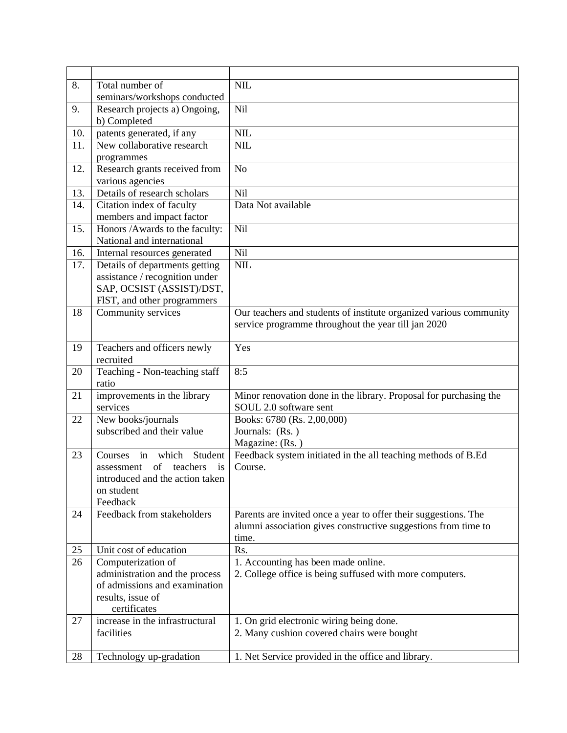| | | |
|---|---|---|
| 8. | Total number of seminars/workshops conducted | NIL |
| 9. | Research projects a) Ongoing, b) Completed | Nil |
| 10. | patents generated, if any | NIL |
| 11. | New collaborative research programmes | NIL |
| 12. | Research grants received from various agencies | No |
| 13. | Details of research scholars | Nil |
| 14. | Citation index of faculty members and impact factor | Data Not available |
| 15. | Honors /Awards to the faculty: National and international | Nil |
| 16. | Internal resources generated | Nil |
| 17. | Details of departments getting assistance / recognition under SAP, OCSIST (ASSIST)/DST, FIST, and other programmers | NIL |
| 18 | Community services | Our teachers and students of institute organized various community service programme throughout the year till jan 2020 |
| 19 | Teachers and officers newly recruited | Yes |
| 20 | Teaching - Non-teaching staff ratio | 8:5 |
| 21 | improvements in the library services | Minor renovation done in the library. Proposal for purchasing the SOUL 2.0 software sent |
| 22 | New books/journals subscribed and their value | Books: 6780 (Rs. 2,00,000)<br>Journals: (Rs. )<br>Magazine: (Rs. ) |
| 23 | Courses in which Student assessment of teachers is introduced and the action taken on student Feedback | Feedback system initiated in the all teaching methods of B.Ed Course. |
| 24 | Feedback from stakeholders | Parents are invited once a year to offer their suggestions. The alumni association gives constructive suggestions from time to time. |
| 25 | Unit cost of education | Rs. |
| 26 | Computerization of administration and the process of admissions and examination results, issue of certificates | 1. Accounting has been made online.<br>2. College office is being suffused with more computers. |
| 27 | increase in the infrastructural facilities | 1. On grid electronic wiring being done.<br>2. Many cushion covered chairs were bought |
| 28 | Technology up-gradation | 1. Net Service provided in the office and library. |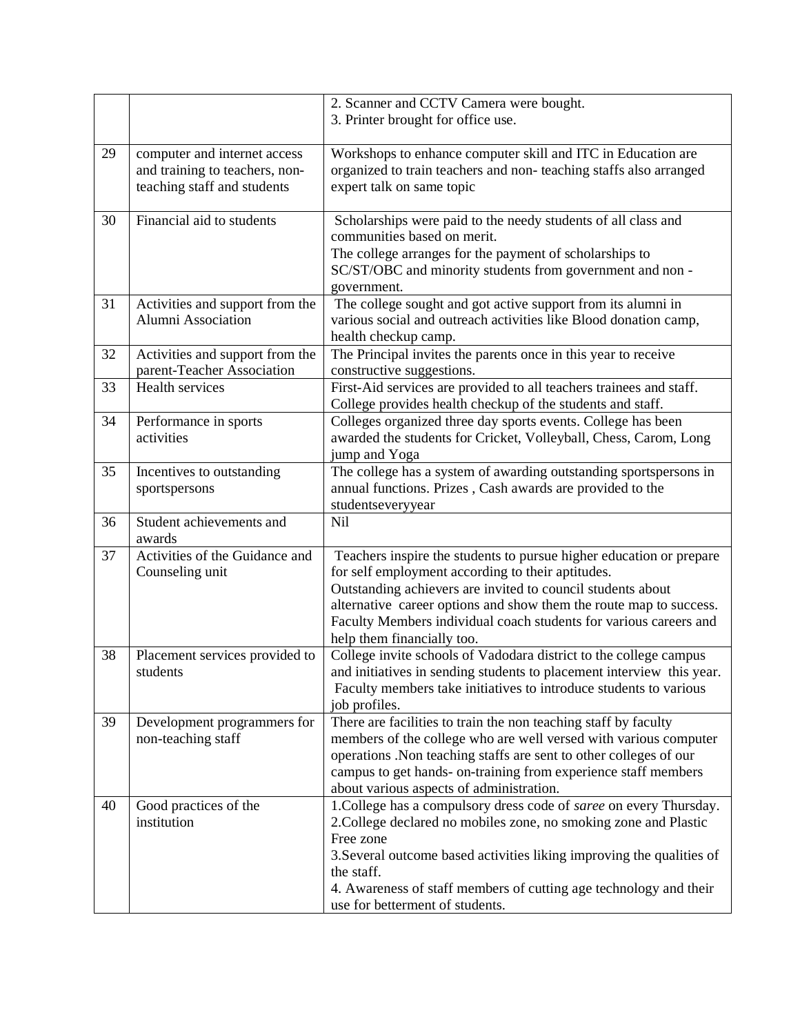|  |  |  |
|---|---|---|
|  |  | 2. Scanner and CCTV Camera were bought.<br>3. Printer brought for office use. |
| 29 | computer and internet access and training to teachers, non-teaching staff and students | Workshops to enhance computer skill and ITC in Education are organized to train teachers and non- teaching staffs also arranged expert talk on same topic |
| 30 | Financial aid to students | Scholarships were paid to the needy students of all class and communities based on merit.<br>The college arranges for the payment of scholarships to SC/ST/OBC and minority students from government and non - government. |
| 31 | Activities and support from the Alumni Association | The college sought and got active support from its alumni in various social and outreach activities like Blood donation camp, health checkup camp. |
| 32 | Activities and support from the parent-Teacher Association | The Principal invites the parents once in this year to receive constructive suggestions. |
| 33 | Health services | First-Aid services are provided to all teachers trainees and staff. College provides health checkup of the students and staff. |
| 34 | Performance in sports activities | Colleges organized three day sports events. College has been awarded the students for Cricket, Volleyball, Chess, Carom, Long jump and Yoga |
| 35 | Incentives to outstanding sportspersons | The college has a system of awarding outstanding sportspersons in annual functions. Prizes , Cash awards are provided to the studentseveryyear |
| 36 | Student achievements and awards | Nil |
| 37 | Activities of the Guidance and Counseling unit | Teachers inspire the students to pursue higher education or prepare for self employment according to their aptitudes.<br>Outstanding achievers are invited to council students about alternative career options and show them the route map to success. Faculty Members individual coach students for various careers and help them financially too. |
| 38 | Placement services provided to students | College invite schools of Vadodara district to the college campus and initiatives in sending students to placement interview this year. Faculty members take initiatives to introduce students to various job profiles. |
| 39 | Development programmers for non-teaching staff | There are facilities to train the non teaching staff by faculty members of the college who are well versed with various computer operations .Non teaching staffs are sent to other colleges of our campus to get hands- on-training from experience staff members about various aspects of administration. |
| 40 | Good practices of the institution | 1.College has a compulsory dress code of *saree* on every Thursday.<br>2.College declared no mobiles zone, no smoking zone and Plastic Free zone<br>3.Several outcome based activities liking improving the qualities of the staff.<br>4. Awareness of staff members of cutting age technology and their use for betterment of students. |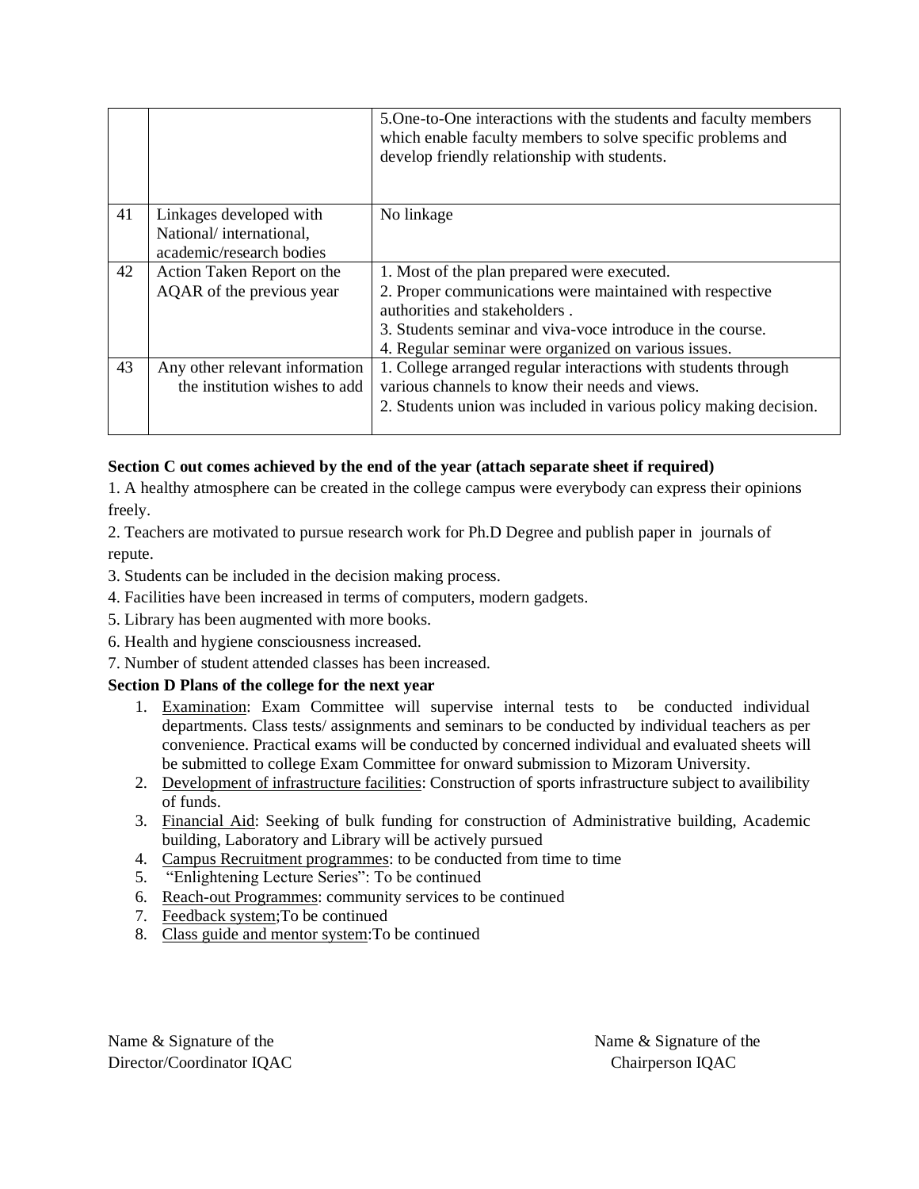| | | |
|---|---|---|
| | | 5.One-to-One interactions with the students and faculty members which enable faculty members to solve specific problems and develop friendly relationship with students. |
| 41 | Linkages developed with National/ international, academic/research bodies | No linkage |
| 42 | Action Taken Report on the AQAR of the previous year | 1. Most of the plan prepared were executed.<br>2. Proper communications were maintained with respective authorities and stakeholders .<br>3. Students seminar and viva-voce introduce in the course.<br>4. Regular seminar were organized on various issues. |
| 43 | Any other relevant information the institution wishes to add | 1. College arranged regular interactions with students through various channels to know their needs and views.<br>2. Students union was included in various policy making decision. |

**Section C out comes achieved by the end of the year (attach separate sheet if required)**

1. A healthy atmosphere can be created in the college campus were everybody can express their opinions freely.
2. Teachers are motivated to pursue research work for Ph.D Degree and publish paper in journals of repute.
3. Students can be included in the decision making process.
4. Facilities have been increased in terms of computers, modern gadgets.
5. Library has been augmented with more books.
6. Health and hygiene consciousness increased.
7. Number of student attended classes has been increased.

**Section D Plans of the college for the next year**

1. Examination: Exam Committee will supervise internal tests to be conducted individual departments. Class tests/ assignments and seminars to be conducted by individual teachers as per convenience. Practical exams will be conducted by concerned individual and evaluated sheets will be submitted to college Exam Committee for onward submission to Mizoram University.
2. Development of infrastructure facilities: Construction of sports infrastructure subject to availibility of funds.
3. Financial Aid: Seeking of bulk funding for construction of Administrative building, Academic building, Laboratory and Library will be actively pursued
4. Campus Recruitment programmes: to be conducted from time to time
5. "Enlightening Lecture Series": To be continued
6. Reach-out Programmes: community services to be continued
7. Feedback system;To be continued
8. Class guide and mentor system:To be continued

Name & Signature of the
Director/Coordinator IQAC

Name & Signature of the
Chairperson IQAC